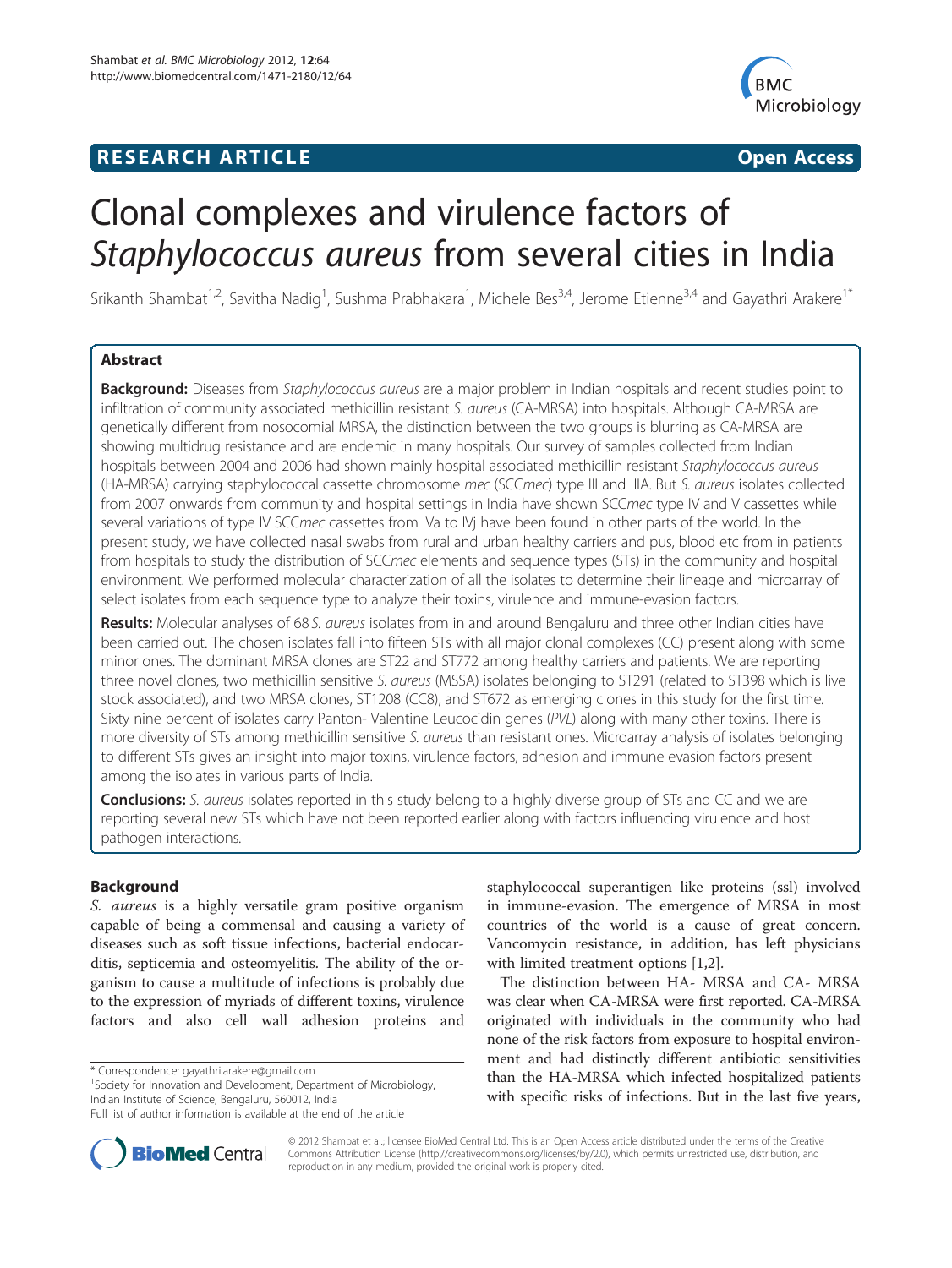# Clonal complexes and virulence factors of *Staphylococcus aureus* from several cities in India

Srikanth Shambat[1,2], Savitha Nadig[1], Sushma Prabhakara[1], Michele Bes[3,4], Jerome Etienne[3,4] and Gayathri Arakere[1*]

## Abstract

**Background:** Diseases from *Staphylococcus aureus* are a major problem in Indian hospitals and recent studies point to infiltration of community associated methicillin resistant *S. aureus* (CA-MRSA) into hospitals. Although CA-MRSA are genetically different from nosocomial MRSA, the distinction between the two groups is blurring as CA-MRSA are showing multidrug resistance and are endemic in many hospitals. Our survey of samples collected from Indian hospitals between 2004 and 2006 had shown mainly hospital associated methicillin resistant *Staphylococcus aureus* (HA-MRSA) carrying staphylococcal cassette chromosome *mec* (SCC*mec*) type III and IIIA. But *S. aureus* isolates collected from 2007 onwards from community and hospital settings in India have shown SCC*mec* type IV and V cassettes while several variations of type IV SCC*mec* cassettes from IVa to IVj have been found in other parts of the world. In the present study, we have collected nasal swabs from rural and urban healthy carriers and pus, blood etc from in patients from hospitals to study the distribution of SCC*mec* elements and sequence types (STs) in the community and hospital environment. We performed molecular characterization of all the isolates to determine their lineage and microarray of select isolates from each sequence type to analyze their toxins, virulence and immune-evasion factors.

**Results:** Molecular analyses of 68 *S. aureus* isolates from in and around Bengaluru and three other Indian cities have been carried out. The chosen isolates fall into fifteen STs with all major clonal complexes (CC) present along with some minor ones. The dominant MRSA clones are ST22 and ST772 among healthy carriers and patients. We are reporting three novel clones, two methicillin sensitive *S. aureus* (MSSA) isolates belonging to ST291 (related to ST398 which is live stock associated), and two MRSA clones, ST1208 (CC8), and ST672 as emerging clones in this study for the first time. Sixty nine percent of isolates carry Panton- Valentine Leucocidin genes (*PVL*) along with many other toxins. There is more diversity of STs among methicillin sensitive *S. aureus* than resistant ones. Microarray analysis of isolates belonging to different STs gives an insight into major toxins, virulence factors, adhesion and immune evasion factors present among the isolates in various parts of India.

**Conclusions:** *S. aureus* isolates reported in this study belong to a highly diverse group of STs and CC and we are reporting several new STs which have not been reported earlier along with factors influencing virulence and host pathogen interactions.

## Background

*S. aureus* is a highly versatile gram positive organism capable of being a commensal and causing a variety of diseases such as soft tissue infections, bacterial endocarditis, septicemia and osteomyelitis. The ability of the organism to cause a multitude of infections is probably due to the expression of myriads of different toxins, virulence factors and also cell wall adhesion proteins and staphylococcal superantigen like proteins (ssl) involved in immune-evasion. The emergence of MRSA in most countries of the world is a cause of great concern. Vancomycin resistance, in addition, has left physicians with limited treatment options [1,2].

The distinction between HA- MRSA and CA- MRSA was clear when CA-MRSA were first reported. CA-MRSA originated with individuals in the community who had none of the risk factors from exposure to hospital environment and had distinctly different antibiotic sensitivities than the HA-MRSA which infected hospitalized patients with specific risks of infections. But in the last five years,

\* Correspondence: gayathri.arakere@gmail.com
[1]Society for Innovation and Development, Department of Microbiology, Indian Institute of Science, Bengaluru, 560012, India
Full list of author information is available at the end of the article

© 2012 Shambat et al.; licensee BioMed Central Ltd. This is an Open Access article distributed under the terms of the Creative Commons Attribution License (http://creativecommons.org/licenses/by/2.0), which permits unrestricted use, distribution, and reproduction in any medium, provided the original work is properly cited.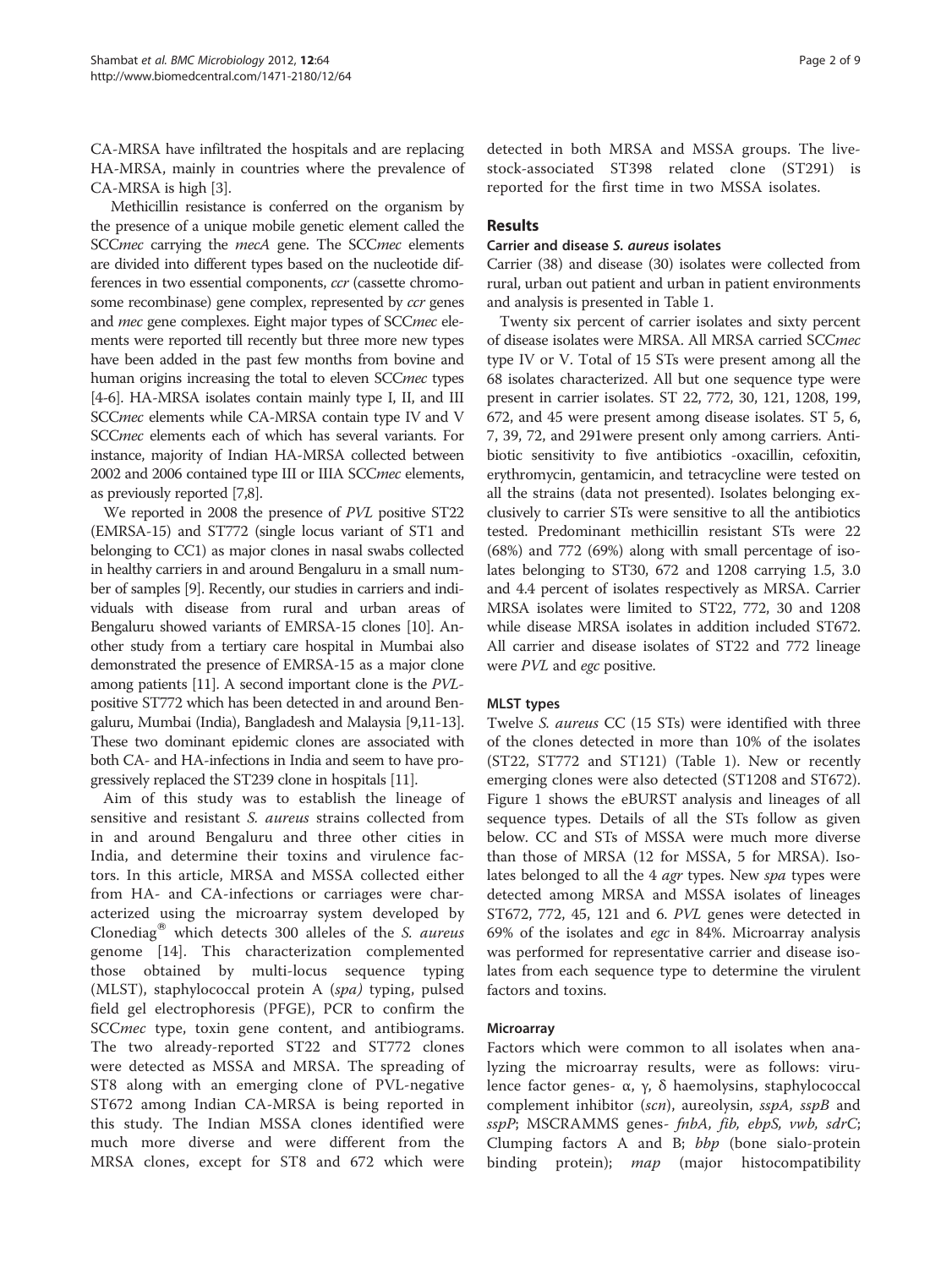CA-MRSA have infiltrated the hospitals and are replacing HA-MRSA, mainly in countries where the prevalence of CA-MRSA is high [3].

Methicillin resistance is conferred on the organism by the presence of a unique mobile genetic element called the SCC*mec* carrying the *mecA* gene. The SCC*mec* elements are divided into different types based on the nucleotide differences in two essential components, *ccr* (cassette chromosome recombinase) gene complex, represented by *ccr* genes and *mec* gene complexes. Eight major types of SCC*mec* elements were reported till recently but three more new types have been added in the past few months from bovine and human origins increasing the total to eleven SCC*mec* types [4-6]. HA-MRSA isolates contain mainly type I, II, and III SCC*mec* elements while CA-MRSA contain type IV and V SCC*mec* elements each of which has several variants. For instance, majority of Indian HA-MRSA collected between 2002 and 2006 contained type III or IIIA SCC*mec* elements, as previously reported [7,8].

We reported in 2008 the presence of *PVL* positive ST22 (EMRSA-15) and ST772 (single locus variant of ST1 and belonging to CC1) as major clones in nasal swabs collected in healthy carriers in and around Bengaluru in a small number of samples [9]. Recently, our studies in carriers and individuals with disease from rural and urban areas of Bengaluru showed variants of EMRSA-15 clones [10]. Another study from a tertiary care hospital in Mumbai also demonstrated the presence of EMRSA-15 as a major clone among patients [11]. A second important clone is the *PVL*-positive ST772 which has been detected in and around Bengaluru, Mumbai (India), Bangladesh and Malaysia [9,11-13]. These two dominant epidemic clones are associated with both CA- and HA-infections in India and seem to have progressively replaced the ST239 clone in hospitals [11].

Aim of this study was to establish the lineage of sensitive and resistant *S. aureus* strains collected from in and around Bengaluru and three other cities in India, and determine their toxins and virulence factors. In this article, MRSA and MSSA collected either from HA- and CA-infections or carriages were characterized using the microarray system developed by Clonediag® which detects 300 alleles of the *S. aureus* genome [14]. This characterization complemented those obtained by multi-locus sequence typing (MLST), staphylococcal protein A (*spa)* typing, pulsed field gel electrophoresis (PFGE), PCR to confirm the SCC*mec* type, toxin gene content, and antibiograms. The two already-reported ST22 and ST772 clones were detected as MSSA and MRSA. The spreading of ST8 along with an emerging clone of PVL-negative ST672 among Indian CA-MRSA is being reported in this study. The Indian MSSA clones identified were much more diverse and were different from the MRSA clones, except for ST8 and 672 which were detected in both MRSA and MSSA groups. The livestock-associated ST398 related clone (ST291) is reported for the first time in two MSSA isolates.

## Results

### Carrier and disease *S. aureus* isolates

Carrier (38) and disease (30) isolates were collected from rural, urban out patient and urban in patient environments and analysis is presented in Table 1.

Twenty six percent of carrier isolates and sixty percent of disease isolates were MRSA. All MRSA carried SCC*mec* type IV or V. Total of 15 STs were present among all the 68 isolates characterized. All but one sequence type were present in carrier isolates. ST 22, 772, 30, 121, 1208, 199, 672, and 45 were present among disease isolates. ST 5, 6, 7, 39, 72, and 291were present only among carriers. Antibiotic sensitivity to five antibiotics -oxacillin, cefoxitin, erythromycin, gentamicin, and tetracycline were tested on all the strains (data not presented). Isolates belonging exclusively to carrier STs were sensitive to all the antibiotics tested. Predominant methicillin resistant STs were 22 (68%) and 772 (69%) along with small percentage of isolates belonging to ST30, 672 and 1208 carrying 1.5, 3.0 and 4.4 percent of isolates respectively as MRSA. Carrier MRSA isolates were limited to ST22, 772, 30 and 1208 while disease MRSA isolates in addition included ST672. All carrier and disease isolates of ST22 and 772 lineage were *PVL* and *egc* positive.

### MLST types

Twelve *S. aureus* CC (15 STs) were identified with three of the clones detected in more than 10% of the isolates (ST22, ST772 and ST121) (Table 1). New or recently emerging clones were also detected (ST1208 and ST672). Figure 1 shows the eBURST analysis and lineages of all sequence types. Details of all the STs follow as given below. CC and STs of MSSA were much more diverse than those of MRSA (12 for MSSA, 5 for MRSA). Isolates belonged to all the 4 *agr* types. New *spa* types were detected among MRSA and MSSA isolates of lineages ST672, 772, 45, 121 and 6. *PVL* genes were detected in 69% of the isolates and *egc* in 84%. Microarray analysis was performed for representative carrier and disease isolates from each sequence type to determine the virulent factors and toxins.

### Microarray

Factors which were common to all isolates when analyzing the microarray results, were as follows: virulence factor genes- α, γ, δ haemolysins, staphylococcal complement inhibitor (*scn*), aureolysin, *sspA, sspB* and *sspP*; MSCRAMMS genes- *fnbA, fib, ebpS, vwb, sdrC*; Clumping factors A and B; *bbp* (bone sialo-protein binding protein); *map* (major histocompatibility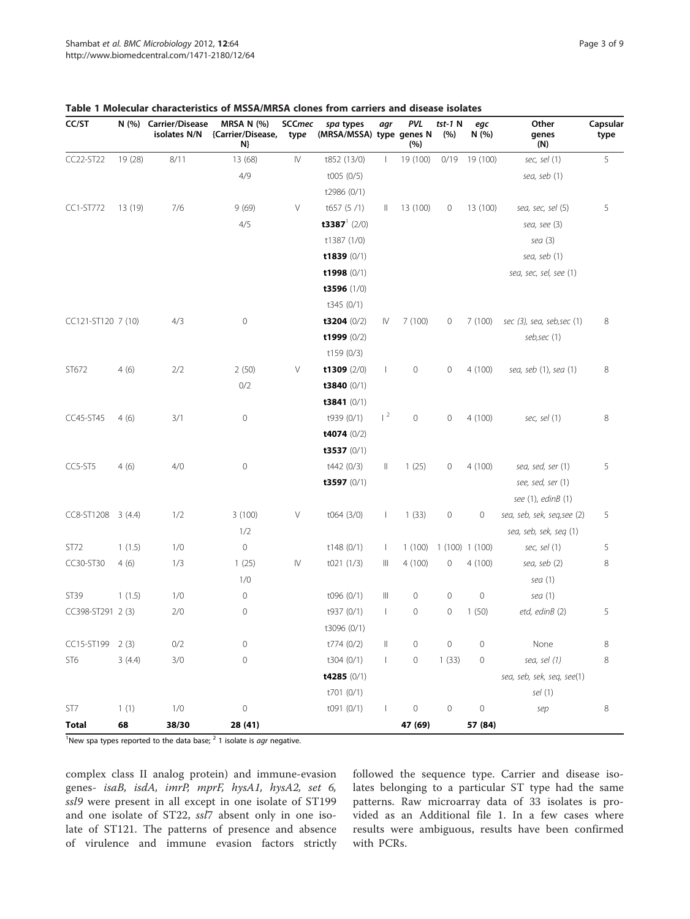**Table 1 Molecular characteristics of MSSA/MRSA clones from carriers and disease isolates**

| CC/ST | N (%) | Carrier/Disease isolates N/N | MRSA N (%) {Carrier/Disease, N} | SCC*mec* type | *spa* types (MRSA/MSSA) | *agr* type | *PVL* genes N (%) | *tst-1* N (%) | *egc* N (%) | Other genes (N) | Capsular type |
|---|---|---|---|---|---|---|---|---|---|---|---|
| CC22-ST22 | 19 (28) | 8/11 | 13 (68) | IV | t852 (13/0) | I | 19 (100) | 0/19 | 19 (100) | *sec, sel* (1) | 5 |
| | | | 4/9 | | t005 (0/5) | | | | | *sea, seb* (1) | |
| | | | | | t2986 (0/1) | | | | | | |
| CC1-ST772 | 13 (19) | 7/6 | 9 (69) | V | t657 (5 /1) | II | 13 (100) | 0 | 13 (100) | *sea, sec, sel* (5) | 5 |
| | | | 4/5 | | **t3387**[1] (2/0) | | | | | *sea, see* (3) | |
| | | | | | t1387 (1/0) | | | | | *sea* (3) | |
| | | | | | **t1839** (0/1) | | | | | *sea, seb* (1) | |
| | | | | | **t1998** (0/1) | | | | | *sea, sec, sel, see* (1) | |
| | | | | | **t3596** (1/0) | | | | | | |
| | | | | | t345 (0/1) | | | | | | |
| CC121-ST120 | 7 (10) | 4/3 | 0 | | **t3204** (0/2) | IV | 7 (100) | 0 | 7 (100) | *sec* (3), *sea, seb,sec* (1) | 8 |
| | | | | | **t1999** (0/2) | | | | | *seb,sec* (1) | |
| | | | | | t159 (0/3) | | | | | | |
| ST672 | 4 (6) | 2/2 | 2 (50) | V | **t1309** (2/0) | I | 0 | 0 | 4 (100) | *sea, seb* (1), *sea* (1) | 8 |
| | | | 0/2 | | **t3840** (0/1) | | | | | | |
| | | | | | **t3841** (0/1) | | | | | | |
| CC45-ST45 | 4 (6) | 3/1 | 0 | | t939 (0/1) | I[2] | 0 | 0 | 4 (100) | *sec, sel* (1) | 8 |
| | | | | | **t4074** (0/2) | | | | | | |
| | | | | | **t3537** (0/1) | | | | | | |
| CC5-ST5 | 4 (6) | 4/0 | 0 | | t442 (0/3) | II | 1 (25) | 0 | 4 (100) | *sea, sed, ser* (1) | 5 |
| | | | | | **t3597** (0/1) | | | | | *see, sed, ser* (1) | |
| | | | | | | | | | | *see* (1), *edinB* (1) | |
| CC8-ST1208 | 3 (4.4) | 1/2 | 3 (100) | V | t064 (3/0) | I | 1 (33) | 0 | 0 | *sea, seb, sek, seq,see* (2) | 5 |
| | | | 1/2 | | | | | | | *sea, seb, sek, seq* (1) | |
| ST72 | 1 (1.5) | 1/0 | 0 | | t148 (0/1) | I | 1 (100) | 1 (100) | 1 (100) | *sec, sel* (1) | 5 |
| CC30-ST30 | 4 (6) | 1/3 | 1 (25) | IV | t021 (1/3) | III | 4 (100) | 0 | 4 (100) | *sea, seb* (2) | 8 |
| | | | 1/0 | | | | | | | *sea* (1) | |
| ST39 | 1 (1.5) | 1/0 | 0 | | t096 (0/1) | III | 0 | 0 | 0 | *sea* (1) | |
| CC398-ST291 | 2 (3) | 2/0 | 0 | | t937 (0/1) | I | 0 | 0 | 1 (50) | *etd, edinB* (2) | 5 |
| | | | | | t3096 (0/1) | | | | | | |
| CC15-ST199 | 2 (3) | 0/2 | 0 | | t774 (0/2) | II | 0 | 0 | 0 | None | 8 |
| ST6 | 3 (4.4) | 3/0 | 0 | | t304 (0/1) | I | 0 | 1 (33) | 0 | *sea, sel (1)* | 8 |
| | | | | | **t4285** (0/1) | | | | | *sea, seb, sek, seq, see*(1) | |
| | | | | | t701 (0/1) | | | | | *sel* (1) | |
| ST7 | 1 (1) | 1/0 | 0 | | t091 (0/1) | I | 0 | 0 | 0 | *sep* | 8 |
| **Total** | **68** | **38/30** | **28 (41)** | | | | **47 (69)** | | **57 (84)** | | |

[1]New spa types reported to the data base; [2] 1 isolate is *agr* negative.

complex class II analog protein) and immune-evasion genes- *isaB, isdA, imrP, mprF, hysA1, hysA2, set 6, ssl9* were present in all except in one isolate of ST199 and one isolate of ST22, *ssl7* absent only in one isolate of ST121. The patterns of presence and absence of virulence and immune evasion factors strictly followed the sequence type. Carrier and disease isolates belonging to a particular ST type had the same patterns. Raw microarray data of 33 isolates is provided as an Additional file 1. In a few cases where results were ambiguous, results have been confirmed with PCRs.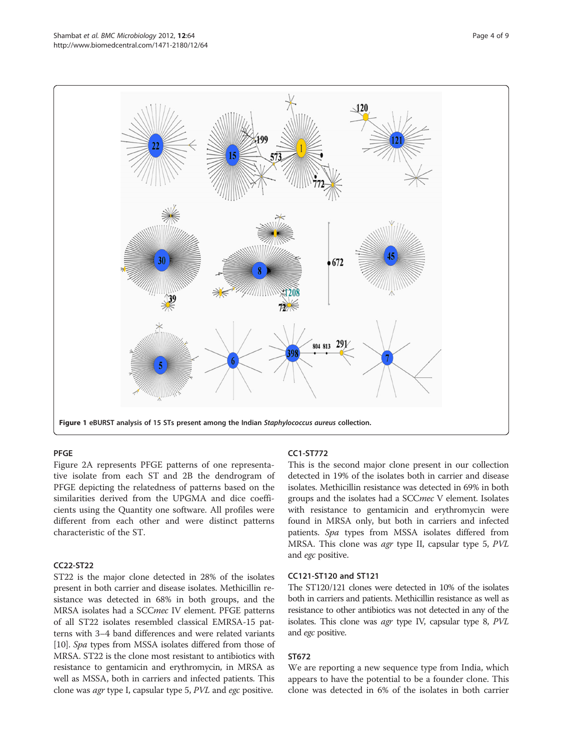**Figure 1** eBURST analysis of 15 STs present among the Indian *Staphylococcus aureus* collection.

## PFGE

Figure 2A represents PFGE patterns of one representative isolate from each ST and 2B the dendrogram of PFGE depicting the relatedness of patterns based on the similarities derived from the UPGMA and dice coefficients using the Quantity one software. All profiles were different from each other and were distinct patterns characteristic of the ST.

## CC22-ST22

ST22 is the major clone detected in 28% of the isolates present in both carrier and disease isolates. Methicillin resistance was detected in 68% in both groups, and the MRSA isolates had a SCC*mec* IV element. PFGE patterns of all ST22 isolates resembled classical EMRSA-15 patterns with 3–4 band differences and were related variants [10]. *Spa* types from MSSA isolates differed from those of MRSA. ST22 is the clone most resistant to antibiotics with resistance to gentamicin and erythromycin, in MRSA as well as MSSA, both in carriers and infected patients. This clone was *agr* type I, capsular type 5, *PVL* and *egc* positive.

## CC1-ST772

This is the second major clone present in our collection detected in 19% of the isolates both in carrier and disease isolates. Methicillin resistance was detected in 69% in both groups and the isolates had a SCC*mec* V element. Isolates with resistance to gentamicin and erythromycin were found in MRSA only, but both in carriers and infected patients. *Spa* types from MSSA isolates differed from MRSA. This clone was *agr* type II, capsular type 5, *PVL* and *egc* positive.

## CC121-ST120 and ST121

The ST120/121 clones were detected in 10% of the isolates both in carriers and patients. Methicillin resistance as well as resistance to other antibiotics was not detected in any of the isolates. This clone was *agr* type IV, capsular type 8, *PVL* and *egc* positive.

## ST672

We are reporting a new sequence type from India, which appears to have the potential to be a founder clone. This clone was detected in 6% of the isolates in both carrier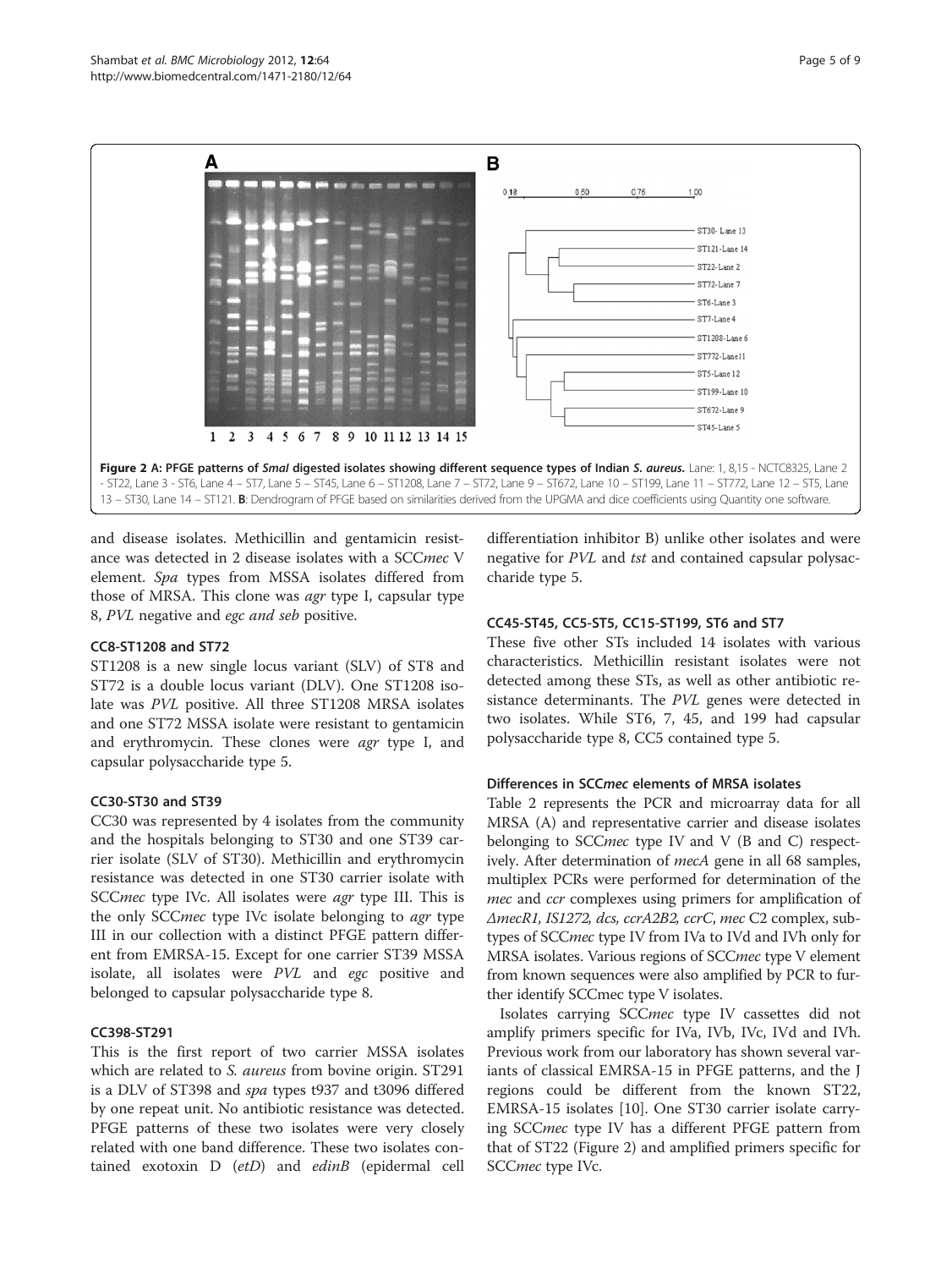**Figure 2 A: PFGE patterns of *SmaI* digested isolates showing different sequence types of Indian *S. aureus*.** Lane: 1, 8,15 - NCTC8325, Lane 2 - ST22, Lane 3 - ST6, Lane 4 – ST7, Lane 5 – ST45, Lane 6 – ST1208, Lane 7 – ST72, Lane 9 – ST672, Lane 10 – ST199, Lane 11 – ST772, Lane 12 – ST5, Lane 13 – ST30, Lane 14 – ST121. **B**: Dendrogram of PFGE based on similarities derived from the UPGMA and dice coefficients using Quantity one software.

and disease isolates. Methicillin and gentamicin resistance was detected in 2 disease isolates with a SCC*mec* V element. *Spa* types from MSSA isolates differed from those of MRSA. This clone was *agr* type I, capsular type 8, *PVL* negative and *egc and seb* positive.

### CC8-ST1208 and ST72

ST1208 is a new single locus variant (SLV) of ST8 and ST72 is a double locus variant (DLV). One ST1208 isolate was *PVL* positive. All three ST1208 MRSA isolates and one ST72 MSSA isolate were resistant to gentamicin and erythromycin. These clones were *agr* type I, and capsular polysaccharide type 5.

### CC30-ST30 and ST39

CC30 was represented by 4 isolates from the community and the hospitals belonging to ST30 and one ST39 carrier isolate (SLV of ST30). Methicillin and erythromycin resistance was detected in one ST30 carrier isolate with SCC*mec* type IVc. All isolates were *agr* type III. This is the only SCC*mec* type IVc isolate belonging to *agr* type III in our collection with a distinct PFGE pattern different from EMRSA-15. Except for one carrier ST39 MSSA isolate, all isolates were *PVL* and *egc* positive and belonged to capsular polysaccharide type 8.

### CC398-ST291

This is the first report of two carrier MSSA isolates which are related to *S. aureus* from bovine origin. ST291 is a DLV of ST398 and *spa* types t937 and t3096 differed by one repeat unit. No antibiotic resistance was detected. PFGE patterns of these two isolates were very closely related with one band difference. These two isolates contained exotoxin D (*etD*) and *edinB* (epidermal cell differentiation inhibitor B) unlike other isolates and were negative for *PVL* and *tst* and contained capsular polysaccharide type 5.

### CC45-ST45, CC5-ST5, CC15-ST199, ST6 and ST7

These five other STs included 14 isolates with various characteristics. Methicillin resistant isolates were not detected among these STs, as well as other antibiotic resistance determinants. The *PVL* genes were detected in two isolates. While ST6, 7, 45, and 199 had capsular polysaccharide type 8, CC5 contained type 5.

### Differences in SCC*mec* elements of MRSA isolates

Table 2 represents the PCR and microarray data for all MRSA (A) and representative carrier and disease isolates belonging to SCC*mec* type IV and V (B and C) respectively. After determination of *mecA* gene in all 68 samples, multiplex PCRs were performed for determination of the *mec* and *ccr* complexes using primers for amplification of *ΔmecR1, IS1272, dcs, ccrA2B2, ccrC, mec* C2 complex, subtypes of SCC*mec* type IV from IVa to IVd and IVh only for MRSA isolates. Various regions of SCC*mec* type V element from known sequences were also amplified by PCR to further identify SCCmec type V isolates.

Isolates carrying SCC*mec* type IV cassettes did not amplify primers specific for IVa, IVb, IVc, IVd and IVh. Previous work from our laboratory has shown several variants of classical EMRSA-15 in PFGE patterns, and the J regions could be different from the known ST22, EMRSA-15 isolates [10]. One ST30 carrier isolate carrying SCC*mec* type IV has a different PFGE pattern from that of ST22 (Figure 2) and amplified primers specific for SCC*mec* type IVc.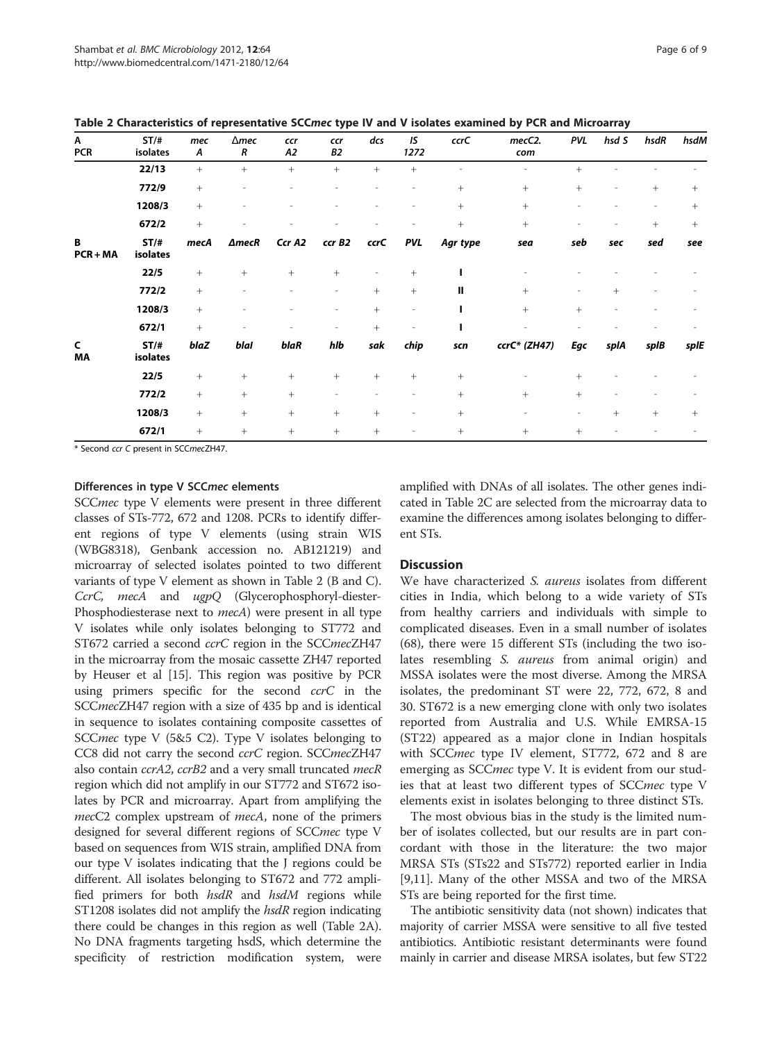**Table 2 Characteristics of representative SCC*mec* type IV and V isolates examined by PCR and Microarray**

| A PCR | ST/# isolates | *mec A* | Δ*mec R* | *ccr A2* | *ccr B2* | *dcs* | *IS 1272* | *ccrC* | *mecC2. com* | *PVL* | *hsd S* | *hsdR* | *hsdM* |
|---|---|---|---|---|---|---|---|---|---|---|---|---|---|
| | **22/13** | + | + | + | + | + | + | - | - | + | - | - | - |
| | **772/9** | + | - | - | - | - | - | + | + | + | - | + | + |
| | **1208/3** | + | - | - | - | - | - | + | + | - | - | - | + |
| | **672/2** | + | - | - | - | - | - | + | + | - | - | + | + |
| **B PCR + MA** | **ST/# isolates** | ***mecA*** | **Δ*mecR*** | ***Ccr A2*** | ***ccr B2*** | ***ccrC*** | ***PVL*** | ***Agr type*** | ***sea*** | ***seb*** | ***sec*** | ***sed*** | ***see*** |
| | **22/5** | + | + | + | + | - | + | **I** | - | - | - | - | - |
| | **772/2** | + | - | - | - | + | + | **II** | + | - | + | - | - |
| | **1208/3** | + | - | - | - | + | - | **I** | + | + | - | - | - |
| | **672/1** | + | - | - | - | + | - | **I** | - | - | - | - | - |
| **C MA** | **ST/# isolates** | ***blaZ*** | ***blaI*** | ***blaR*** | ***hlb*** | ***sak*** | ***chip*** | ***scn*** | ***ccrC* (ZH47)*** | ***Egc*** | ***splA*** | ***splB*** | ***splE*** |
| | **22/5** | + | + | + | + | + | + | + | - | + | - | - | - |
| | **772/2** | + | + | + | - | - | - | + | + | + | - | - | - |
| | **1208/3** | + | + | + | + | + | - | + | - | - | + | + | + |
| | **672/1** | + | + | + | + | + | - | + | + | + | - | - | - |

\* Second *ccr C* present in SCC*mec*ZH47.

#### Differences in type V SCC*mec* elements

SCC*mec* type V elements were present in three different classes of STs-772, 672 and 1208. PCRs to identify different regions of type V elements (using strain WIS (WBG8318), Genbank accession no. AB121219) and microarray of selected isolates pointed to two different variants of type V element as shown in Table 2 (B and C). *CcrC*, *mecA* and *ugpQ* (Glycerophosphoryl-diester-Phosphodiesterase next to *mecA*) were present in all type V isolates while only isolates belonging to ST772 and ST672 carried a second *ccrC* region in the SCC*mec*ZH47 in the microarray from the mosaic cassette ZH47 reported by Heuser et al [15]. This region was positive by PCR using primers specific for the second *ccrC* in the SCC*mec*ZH47 region with a size of 435 bp and is identical in sequence to isolates containing composite cassettes of SCC*mec* type V (5&5 C2). Type V isolates belonging to CC8 did not carry the second *ccrC* region. SCC*mec*ZH47 also contain *ccrA2*, *ccrB2* and a very small truncated *mecR* region which did not amplify in our ST772 and ST672 isolates by PCR and microarray. Apart from amplifying the *mec*C2 complex upstream of *mecA*, none of the primers designed for several different regions of SCC*mec* type V based on sequences from WIS strain, amplified DNA from our type V isolates indicating that the J regions could be different. All isolates belonging to ST672 and 772 amplified primers for both *hsdR* and *hsdM* regions while ST1208 isolates did not amplify the *hsdR* region indicating there could be changes in this region as well (Table 2A). No DNA fragments targeting hsdS, which determine the specificity of restriction modification system, were amplified with DNAs of all isolates. The other genes indicated in Table 2C are selected from the microarray data to examine the differences among isolates belonging to different STs.

## Discussion

We have characterized *S. aureus* isolates from different cities in India, which belong to a wide variety of STs from healthy carriers and individuals with simple to complicated diseases. Even in a small number of isolates (68), there were 15 different STs (including the two isolates resembling *S. aureus* from animal origin) and MSSA isolates were the most diverse. Among the MRSA isolates, the predominant ST were 22, 772, 672, 8 and 30. ST672 is a new emerging clone with only two isolates reported from Australia and U.S. While EMRSA-15 (ST22) appeared as a major clone in Indian hospitals with SCC*mec* type IV element, ST772, 672 and 8 are emerging as SCC*mec* type V. It is evident from our studies that at least two different types of SCC*mec* type V elements exist in isolates belonging to three distinct STs.

The most obvious bias in the study is the limited number of isolates collected, but our results are in part concordant with those in the literature: the two major MRSA STs (STs22 and STs772) reported earlier in India [9,11]. Many of the other MSSA and two of the MRSA STs are being reported for the first time.

The antibiotic sensitivity data (not shown) indicates that majority of carrier MSSA were sensitive to all five tested antibiotics. Antibiotic resistant determinants were found mainly in carrier and disease MRSA isolates, but few ST22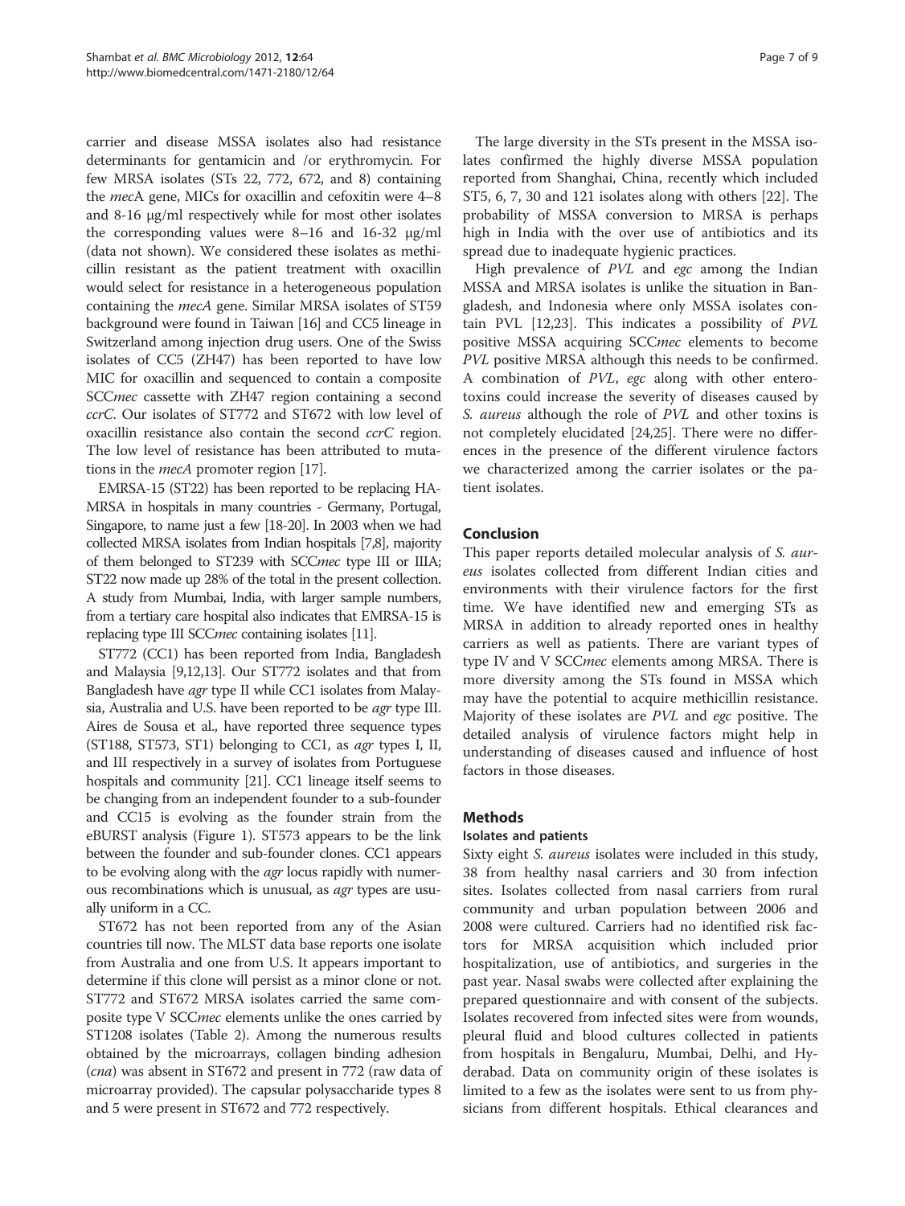carrier and disease MSSA isolates also had resistance determinants for gentamicin and /or erythromycin. For few MRSA isolates (STs 22, 772, 672, and 8) containing the *mec*A gene, MICs for oxacillin and cefoxitin were 4–8 and 8-16 μg/ml respectively while for most other isolates the corresponding values were 8–16 and 16-32 μg/ml (data not shown). We considered these isolates as methicillin resistant as the patient treatment with oxacillin would select for resistance in a heterogeneous population containing the *mecA* gene. Similar MRSA isolates of ST59 background were found in Taiwan [16] and CC5 lineage in Switzerland among injection drug users. One of the Swiss isolates of CC5 (ZH47) has been reported to have low MIC for oxacillin and sequenced to contain a composite SCC*mec* cassette with ZH47 region containing a second *ccrC*. Our isolates of ST772 and ST672 with low level of oxacillin resistance also contain the second *ccrC* region. The low level of resistance has been attributed to mutations in the *mecA* promoter region [17].

EMRSA-15 (ST22) has been reported to be replacing HA-MRSA in hospitals in many countries - Germany, Portugal, Singapore, to name just a few [18-20]. In 2003 when we had collected MRSA isolates from Indian hospitals [7,8], majority of them belonged to ST239 with SCC*mec* type III or IIIA; ST22 now made up 28% of the total in the present collection. A study from Mumbai, India, with larger sample numbers, from a tertiary care hospital also indicates that EMRSA-15 is replacing type III SCC*mec* containing isolates [11].

ST772 (CC1) has been reported from India, Bangladesh and Malaysia [9,12,13]. Our ST772 isolates and that from Bangladesh have *agr* type II while CC1 isolates from Malaysia, Australia and U.S. have been reported to be *agr* type III. Aires de Sousa et al., have reported three sequence types (ST188, ST573, ST1) belonging to CC1, as *agr* types I, II, and III respectively in a survey of isolates from Portuguese hospitals and community [21]. CC1 lineage itself seems to be changing from an independent founder to a sub-founder and CC15 is evolving as the founder strain from the eBURST analysis (Figure 1). ST573 appears to be the link between the founder and sub-founder clones. CC1 appears to be evolving along with the *agr* locus rapidly with numerous recombinations which is unusual, as *agr* types are usually uniform in a CC.

ST672 has not been reported from any of the Asian countries till now. The MLST data base reports one isolate from Australia and one from U.S. It appears important to determine if this clone will persist as a minor clone or not. ST772 and ST672 MRSA isolates carried the same composite type V SCC*mec* elements unlike the ones carried by ST1208 isolates (Table 2). Among the numerous results obtained by the microarrays, collagen binding adhesion (*cna*) was absent in ST672 and present in 772 (raw data of microarray provided). The capsular polysaccharide types 8 and 5 were present in ST672 and 772 respectively.

The large diversity in the STs present in the MSSA isolates confirmed the highly diverse MSSA population reported from Shanghai, China, recently which included ST5, 6, 7, 30 and 121 isolates along with others [22]. The probability of MSSA conversion to MRSA is perhaps high in India with the over use of antibiotics and its spread due to inadequate hygienic practices.

High prevalence of *PVL* and *egc* among the Indian MSSA and MRSA isolates is unlike the situation in Bangladesh, and Indonesia where only MSSA isolates contain PVL [12,23]. This indicates a possibility of *PVL* positive MSSA acquiring SCC*mec* elements to become *PVL* positive MRSA although this needs to be confirmed. A combination of *PVL*, *egc* along with other enterotoxins could increase the severity of diseases caused by *S. aureus* although the role of *PVL* and other toxins is not completely elucidated [24,25]. There were no differences in the presence of the different virulence factors we characterized among the carrier isolates or the patient isolates.

## Conclusion

This paper reports detailed molecular analysis of *S. aureus* isolates collected from different Indian cities and environments with their virulence factors for the first time. We have identified new and emerging STs as MRSA in addition to already reported ones in healthy carriers as well as patients. There are variant types of type IV and V SCC*mec* elements among MRSA. There is more diversity among the STs found in MSSA which may have the potential to acquire methicillin resistance. Majority of these isolates are *PVL* and *egc* positive. The detailed analysis of virulence factors might help in understanding of diseases caused and influence of host factors in those diseases.

## Methods

### Isolates and patients

Sixty eight *S. aureus* isolates were included in this study, 38 from healthy nasal carriers and 30 from infection sites. Isolates collected from nasal carriers from rural community and urban population between 2006 and 2008 were cultured. Carriers had no identified risk factors for MRSA acquisition which included prior hospitalization, use of antibiotics, and surgeries in the past year. Nasal swabs were collected after explaining the prepared questionnaire and with consent of the subjects. Isolates recovered from infected sites were from wounds, pleural fluid and blood cultures collected in patients from hospitals in Bengaluru, Mumbai, Delhi, and Hyderabad. Data on community origin of these isolates is limited to a few as the isolates were sent to us from physicians from different hospitals. Ethical clearances and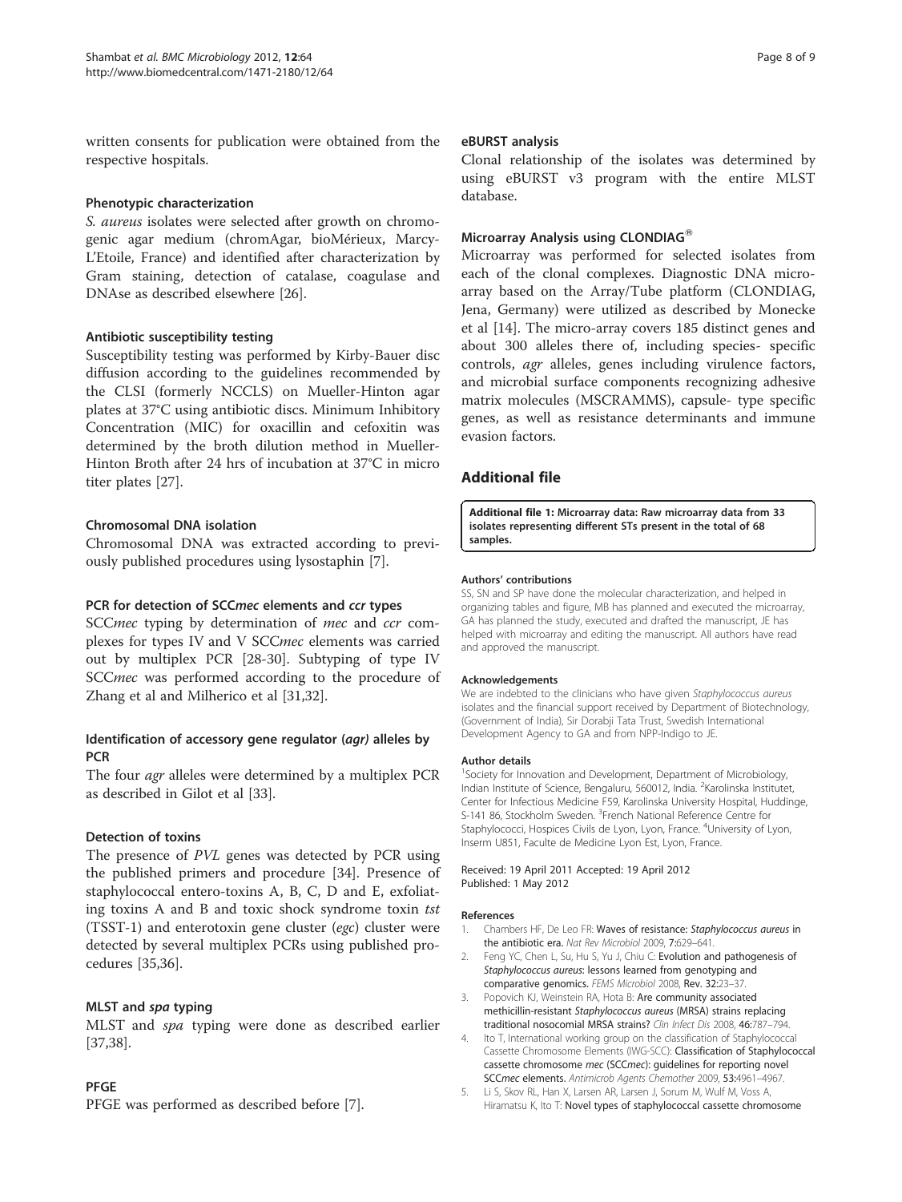written consents for publication were obtained from the respective hospitals.

### Phenotypic characterization

*S. aureus* isolates were selected after growth on chromogenic agar medium (chromAgar, bioMérieux, Marcy-L'Etoile, France) and identified after characterization by Gram staining, detection of catalase, coagulase and DNAse as described elsewhere [26].

### Antibiotic susceptibility testing

Susceptibility testing was performed by Kirby-Bauer disc diffusion according to the guidelines recommended by the CLSI (formerly NCCLS) on Mueller-Hinton agar plates at 37°C using antibiotic discs. Minimum Inhibitory Concentration (MIC) for oxacillin and cefoxitin was determined by the broth dilution method in Mueller-Hinton Broth after 24 hrs of incubation at 37°C in micro titer plates [27].

### Chromosomal DNA isolation

Chromosomal DNA was extracted according to previously published procedures using lysostaphin [7].

### PCR for detection of SCC*mec* elements and *ccr* types

SCC*mec* typing by determination of *mec* and *ccr* complexes for types IV and V SCC*mec* elements was carried out by multiplex PCR [28-30]. Subtyping of type IV SCC*mec* was performed according to the procedure of Zhang et al and Milherico et al [31,32].

### Identification of accessory gene regulator (*agr*) alleles by PCR

The four *agr* alleles were determined by a multiplex PCR as described in Gilot et al [33].

### Detection of toxins

The presence of *PVL* genes was detected by PCR using the published primers and procedure [34]. Presence of staphylococcal entero-toxins A, B, C, D and E, exfoliating toxins A and B and toxic shock syndrome toxin *tst* (TSST-1) and enterotoxin gene cluster (*egc*) cluster were detected by several multiplex PCRs using published procedures [35,36].

### MLST and *spa* typing

MLST and *spa* typing were done as described earlier [37,38].

### PFGE

PFGE was performed as described before [7].

### eBURST analysis

Clonal relationship of the isolates was determined by using eBURST v3 program with the entire MLST database.

### Microarray Analysis using CLONDIAG®

Microarray was performed for selected isolates from each of the clonal complexes. Diagnostic DNA microarray based on the Array/Tube platform (CLONDIAG, Jena, Germany) were utilized as described by Monecke et al [14]. The micro-array covers 185 distinct genes and about 300 alleles there of, including species- specific controls, *agr* alleles, genes including virulence factors, and microbial surface components recognizing adhesive matrix molecules (MSCRAMMS), capsule- type specific genes, as well as resistance determinants and immune evasion factors.

## Additional file

**Additional file 1: Microarray data: Raw microarray data from 33 isolates representing different STs present in the total of 68 samples.**

#### Authors' contributions

SS, SN and SP have done the molecular characterization, and helped in organizing tables and figure, MB has planned and executed the microarray, GA has planned the study, executed and drafted the manuscript, JE has helped with microarray and editing the manuscript. All authors have read and approved the manuscript.

#### Acknowledgements

We are indebted to the clinicians who have given *Staphylococcus aureus* isolates and the financial support received by Department of Biotechnology, (Government of India), Sir Dorabji Tata Trust, Swedish International Development Agency to GA and from NPP-Indigo to JE.

#### Author details

[1]Society for Innovation and Development, Department of Microbiology, Indian Institute of Science, Bengaluru, 560012, India. [2]Karolinska Institutet, Center for Infectious Medicine F59, Karolinska University Hospital, Huddinge, S-141 86, Stockholm Sweden. [3]French National Reference Centre for Staphylococci, Hospices Civils de Lyon, Lyon, France. [4]University of Lyon, Inserm U851, Faculte de Medicine Lyon Est, Lyon, France.

Received: 19 April 2011 Accepted: 19 April 2012
Published: 1 May 2012

#### References

1. Chambers HF, De Leo FR: **Waves of resistance: *Staphylococcus aureus* in the antibiotic era.** *Nat Rev Microbiol* 2009, **7:**629–641.
2. Feng YC, Chen L, Su, Hu S, Yu J, Chiu C: **Evolution and pathogenesis of *Staphylococcus aureus*: lessons learned from genotyping and comparative genomics.** *FEMS Microbiol* 2008, **Rev. 32:**23–37.
3. Popovich KJ, Weinstein RA, Hota B: **Are community associated methicillin-resistant *Staphylococcus aureus* (MRSA) strains replacing traditional nosocomial MRSA strains?** *Clin Infect Dis* 2008, **46:**787–794.
4. Ito T, International working group on the classification of Staphylococcal Cassette Chromosome Elements (IWG-SCC): **Classification of Staphylococcal cassette chromosome *mec* (SCC*mec*): guidelines for reporting novel SCC*mec* elements.** *Antimicrob Agents Chemother* 2009, **53:**4961–4967.
5. Li S, Skov RL, Han X, Larsen AR, Larsen J, Sorum M, Wulf M, Voss A, Hiramatsu K, Ito T: **Novel types of staphylococcal cassette chromosome**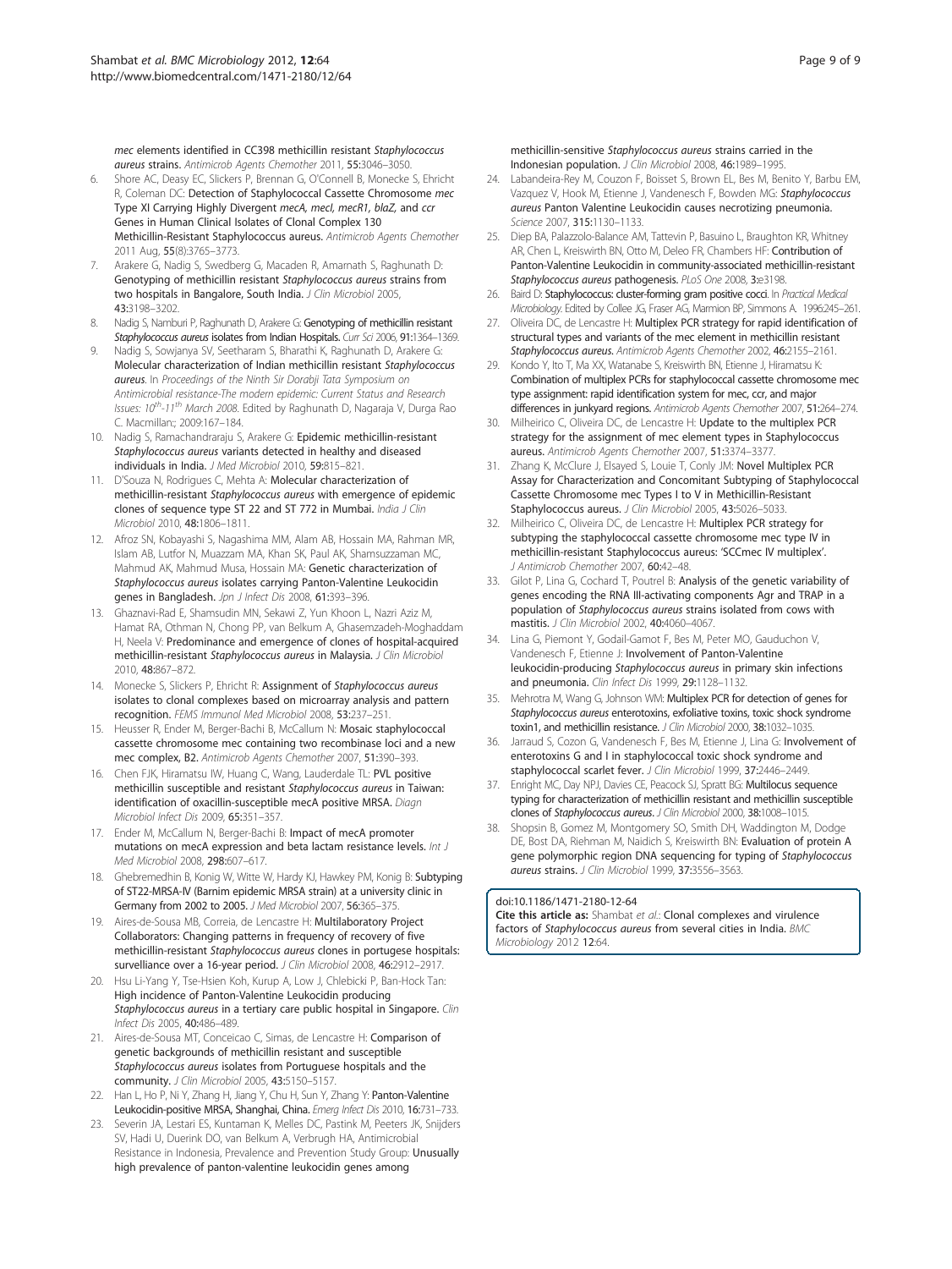*mec* elements identified in CC398 methicillin resistant *Staphylococcus aureus* strains. *Antimicrob Agents Chemother* 2011, **55**:3046–3050.

6. Shore AC, Deasy EC, Slickers P, Brennan G, O'Connell B, Monecke S, Ehricht R, Coleman DC: **Detection of Staphylococcal Cassette Chromosome** ***mec*** **Type XI Carrying Highly Divergent** ***mecA, mecI, mecR1, blaZ,*** **and** ***ccr*** **Genes in Human Clinical Isolates of Clonal Complex 130 Methicillin-Resistant Staphylococcus aureus.** *Antimicrob Agents Chemother* 2011 Aug, **55**(8):3765–3773.
7. Arakere G, Nadig S, Swedberg G, Macaden R, Amarnath S, Raghunath D: **Genotyping of methicillin resistant** ***Staphylococcus aureus*** **strains from two hospitals in Bangalore, South India.** *J Clin Microbiol* 2005, **43**:3198–3202.
8. Nadig S, Namburi P, Raghunath D, Arakere G: **Genotyping of methicillin resistant** ***Staphylococcus aureus*** **isolates from Indian Hospitals.** *Curr Sci* 2006, **91**:1364–1369.
9. Nadig S, Sowjanya SV, Seetharam S, Bharathi K, Raghunath D, Arakere G: **Molecular characterization of Indian methicillin resistant** ***Staphylococcus aureus***. In *Proceedings of the Ninth Sir Dorabji Tata Symposium on Antimicrobial resistance-The modern epidemic: Current Status and Research Issues: 10th-11th March 2008*. Edited by Raghunath D, Nagaraja V, Durga Rao C. Macmillan:; 2009:167–184.
10. Nadig S, Ramachandraraju S, Arakere G: **Epidemic methicillin-resistant** ***Staphylococcus aureus*** **variants detected in healthy and diseased individuals in India.** *J Med Microbiol* 2010, **59**:815–821.
11. D'Souza N, Rodrigues C, Mehta A: **Molecular characterization of methicillin-resistant** ***Staphylococcus aureus*** **with emergence of epidemic clones of sequence type ST 22 and ST 772 in Mumbai.** *India J Clin Microbiol* 2010, **48**:1806–1811.
12. Afroz SN, Kobayashi S, Nagashima MM, Alam AB, Hossain MA, Rahman MR, Islam AB, Lutfor N, Muazzam MA, Khan SK, Paul AK, Shamsuzzaman MC, Mahmud AK, Mahmud Musa, Hossain MA: **Genetic characterization of** ***Staphylococcus aureus*** **isolates carrying Panton-Valentine Leukocidin genes in Bangladesh.** *Jpn J Infect Dis* 2008, **61**:393–396.
13. Ghaznavi-Rad E, Shamsudin MN, Sekawi Z, Yun Khoon L, Nazri Aziz M, Hamat RA, Othman N, Chong PP, van Belkum A, Ghasemzadeh-Moghaddam H, Neela V: **Predominance and emergence of clones of hospital-acquired methicillin-resistant** ***Staphylococcus aureus*** **in Malaysia.** *J Clin Microbiol* 2010, **48**:867–872.
14. Monecke S, Slickers P, Ehricht R: **Assignment of** ***Staphylococcus aureus*** **isolates to clonal complexes based on microarray analysis and pattern recognition.** *FEMS Immunol Med Microbiol* 2008, **53**:237–251.
15. Heusser R, Ender M, Berger-Bachi B, McCallum N: **Mosaic staphylococcal cassette chromosome mec containing two recombinase loci and a new mec complex, B2.** *Antimicrob Agents Chemother* 2007, **51**:390–393.
16. Chen FJK, Hiramatsu IW, Huang C, Wang, Lauderdale TL: **PVL positive methicillin susceptible and resistant** ***Staphylococcus aureus*** **in Taiwan: identification of oxacillin-susceptible mecA positive MRSA.** *Diagn Microbiol Infect Dis* 2009, **65**:351–357.
17. Ender M, McCallum N, Berger-Bachi B: **Impact of mecA promoter mutations on mecA expression and beta lactam resistance levels.** *Int J Med Microbiol* 2008, **298**:607–617.
18. Ghebremedhin B, Konig W, Witte W, Hardy KJ, Hawkey PM, Konig B: **Subtyping of ST22-MRSA-IV (Barnim epidemic MRSA strain) at a university clinic in Germany from 2002 to 2005.** *J Med Microbiol* 2007, **56**:365–375.
19. Aires-de-Sousa MB, Correia, de Lencastre H: **Multilaboratory Project Collaborators: Changing patterns in frequency of recovery of five methicillin-resistant** ***Staphylococcus aureus*** **clones in portugese hospitals: surveillance over a 16-year period.** *J Clin Microbiol* 2008, **46**:2912–2917.
20. Hsu Li-Yang Y, Tse-Hsien Koh, Kurup A, Low J, Chlebicki P, Ban-Hock Tan: **High incidence of Panton-Valentine Leukocidin producing** ***Staphylococcus aureus*** **in a tertiary care public hospital in Singapore.** *Clin Infect Dis* 2005, **40**:486–489.
21. Aires-de-Sousa MT, Conceicao C, Simas, de Lencastre H: **Comparison of genetic backgrounds of methicillin resistant and susceptible** ***Staphylococcus aureus*** **isolates from Portuguese hospitals and the community.** *J Clin Microbiol* 2005, **43**:5150–5157.
22. Han L, Ho P, Ni Y, Zhang H, Jiang Y, Chu H, Sun Y, Zhang Y: **Panton-Valentine Leukocidin-positive MRSA, Shanghai, China.** *Emerg Infect Dis* 2010, **16**:731–733.
23. Severin JA, Lestari ES, Kuntaman K, Melles DC, Pastink M, Peeters JK, Snijders SV, Hadi U, Duerink DO, van Belkum A, Verbrugh HA, Antimicrobial Resistance in Indonesia, Prevalence and Prevention Study Group: **Unusually high prevalence of panton-valentine leukocidin genes among methicillin-sensitive** ***Staphylococcus aureus*** **strains carried in the Indonesian population.** *J Clin Microbiol* 2008, **46**:1989–1995.
24. Labandeira-Rey M, Couzon F, Boisset S, Brown EL, Bes M, Benito Y, Barbu EM, Vazquez V, Hook M, Etienne J, Vandenesch F, Bowden MG: ***Staphylococcus aureus*** **Panton Valentine Leukocidin causes necrotizing pneumonia.** *Science* 2007, **315**:1130–1133.
25. Diep BA, Palazzolo-Balance AM, Tattevin P, Basuino L, Braughton KR, Whitney AR, Chen L, Kreiswirth BN, Otto M, Deleo FR, Chambers HF: **Contribution of Panton-Valentine Leukocidin in community-associated methicillin-resistant** ***Staphylococcus aureus*** **pathogenesis.** *PLoS One* 2008, **3**:e3198.
26. Baird D: **Staphylococcus: cluster-forming gram positive cocci.** In *Practical Medical Microbiology*. Edited by Collee JG, Fraser AG, Marmion BP, Simmons A. 1996:245–261.
27. Oliveira DC, de Lencastre H: **Multiplex PCR strategy for rapid identification of structural types and variants of the mec element in methicillin resistant** ***Staphylococcus aureus***. *Antimicrob Agents Chemother* 2002, **46**:2155–2161.
29. Kondo Y, Ito T, Ma XX, Watanabe S, Kreiswirth BN, Etienne J, Hiramatsu K: **Combination of multiplex PCRs for staphylococcal cassette chromosome mec type assignment: rapid identification system for mec, ccr, and major differences in junkyard regions.** *Antimicrob Agents Chemother* 2007, **51**:264–274.
30. Milheirico C, Oliveira DC, de Lencastre H: **Update to the multiplex PCR strategy for the assignment of mec element types in Staphylococcus aureus.** *Antimicrob Agents Chemother* 2007, **51**:3374–3377.
31. Zhang K, McClure J, Elsayed S, Louie T, Conly JM: **Novel Multiplex PCR Assay for Characterization and Concomitant Subtyping of Staphylococcal Cassette Chromosome mec Types I to V in Methicillin-Resistant Staphylococcus aureus.** *J Clin Microbiol* 2005, **43**:5026–5033.
32. Milheirico C, Oliveira DC, de Lencastre H: **Multiplex PCR strategy for subtyping the staphylococcal cassette chromosome mec type IV in methicillin-resistant Staphylococcus aureus: 'SCCmec IV multiplex'.** *J Antimicrob Chemother* 2007, **60**:42–48.
33. Gilot P, Lina G, Cochard T, Poutrel B: **Analysis of the genetic variability of genes encoding the RNA III-activating components Agr and TRAP in a population of** ***Staphylococcus aureus*** **strains isolated from cows with mastitis.** *J Clin Microbiol* 2002, **40**:4060–4067.
34. Lina G, Piemont Y, Godail-Gamot F, Bes M, Peter MO, Gauduchon V, Vandenesch F, Etienne J: **Involvement of Panton-Valentine leukocidin-producing** ***Staphylococcus aureus*** **in primary skin infections and pneumonia.** *Clin Infect Dis* 1999, **29**:1128–1132.
35. Mehrotra M, Wang G, Johnson WM: **Multiplex PCR for detection of genes for** ***Staphylococcus aureus*** **enterotoxins, exfoliative toxins, toxic shock syndrome toxin1, and methicillin resistance.** *J Clin Microbiol* 2000, **38**:1032–1035.
36. Jarraud S, Cozon G, Vandenesch F, Bes M, Etienne J, Lina G: **Involvement of enterotoxins G and I in staphylococcal toxic shock syndrome and staphylococcal scarlet fever.** *J Clin Microbiol* 1999, **37**:2446–2449.
37. Enright MC, Day NPJ, Davies CE, Peacock SJ, Spratt BG: **Multilocus sequence typing for characterization of methicillin resistant and methicillin susceptible clones of** ***Staphylococcus aureus***. *J Clin Microbiol* 2000, **38**:1008–1015.
38. Shopsin B, Gomez M, Montgomery SO, Smith DH, Waddington M, Dodge DE, Bost DA, Riehman M, Naidich S, Kreiswirth BN: **Evaluation of protein A gene polymorphic region DNA sequencing for typing of** ***Staphylococcus aureus*** **strains.** *J Clin Microbiol* 1999, **37**:3556–3563.

doi:10.1186/1471-2180-12-64

**Cite this article as:** Shambat *et al.*: Clonal complexes and virulence factors of *Staphylococcus aureus* from several cities in India. *BMC Microbiology* 2012 **12**:64.